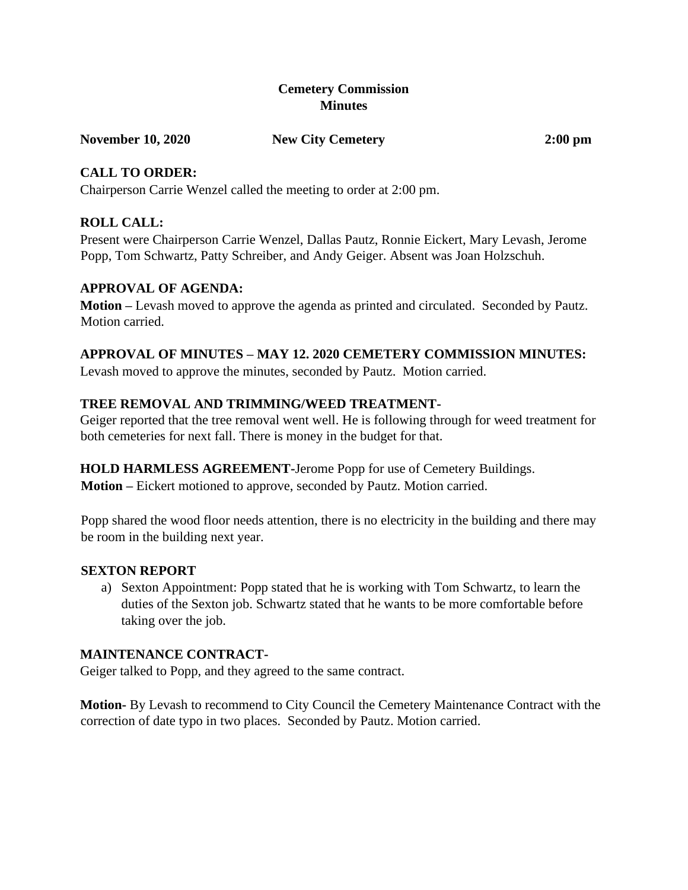**Cemetery Commission**
**Minutes**

**November 10, 2020** **New City Cemetery** **2:00 pm**

**CALL TO ORDER:**

Chairperson Carrie Wenzel called the meeting to order at 2:00 pm.

**ROLL CALL:**

Present were Chairperson Carrie Wenzel, Dallas Pautz, Ronnie Eickert, Mary Levash, Jerome Popp, Tom Schwartz, Patty Schreiber, and Andy Geiger. Absent was Joan Holzschuh.

**APPROVAL OF AGENDA:**

**Motion –** Levash moved to approve the agenda as printed and circulated. Seconded by Pautz. Motion carried.

**APPROVAL OF MINUTES – MAY 12. 2020 CEMETERY COMMISSION MINUTES:**

Levash moved to approve the minutes, seconded by Pautz. Motion carried.

**TREE REMOVAL AND TRIMMING/WEED TREATMENT-**

Geiger reported that the tree removal went well. He is following through for weed treatment for both cemeteries for next fall. There is money in the budget for that.

**HOLD HARMLESS AGREEMENT-**Jerome Popp for use of Cemetery Buildings.

**Motion –** Eickert motioned to approve, seconded by Pautz. Motion carried.

Popp shared the wood floor needs attention, there is no electricity in the building and there may be room in the building next year.

**SEXTON REPORT**

a) Sexton Appointment: Popp stated that he is working with Tom Schwartz, to learn the duties of the Sexton job. Schwartz stated that he wants to be more comfortable before taking over the job.

**MAINTENANCE CONTRACT-**

Geiger talked to Popp, and they agreed to the same contract.

**Motion-** By Levash to recommend to City Council the Cemetery Maintenance Contract with the correction of date typo in two places. Seconded by Pautz. Motion carried.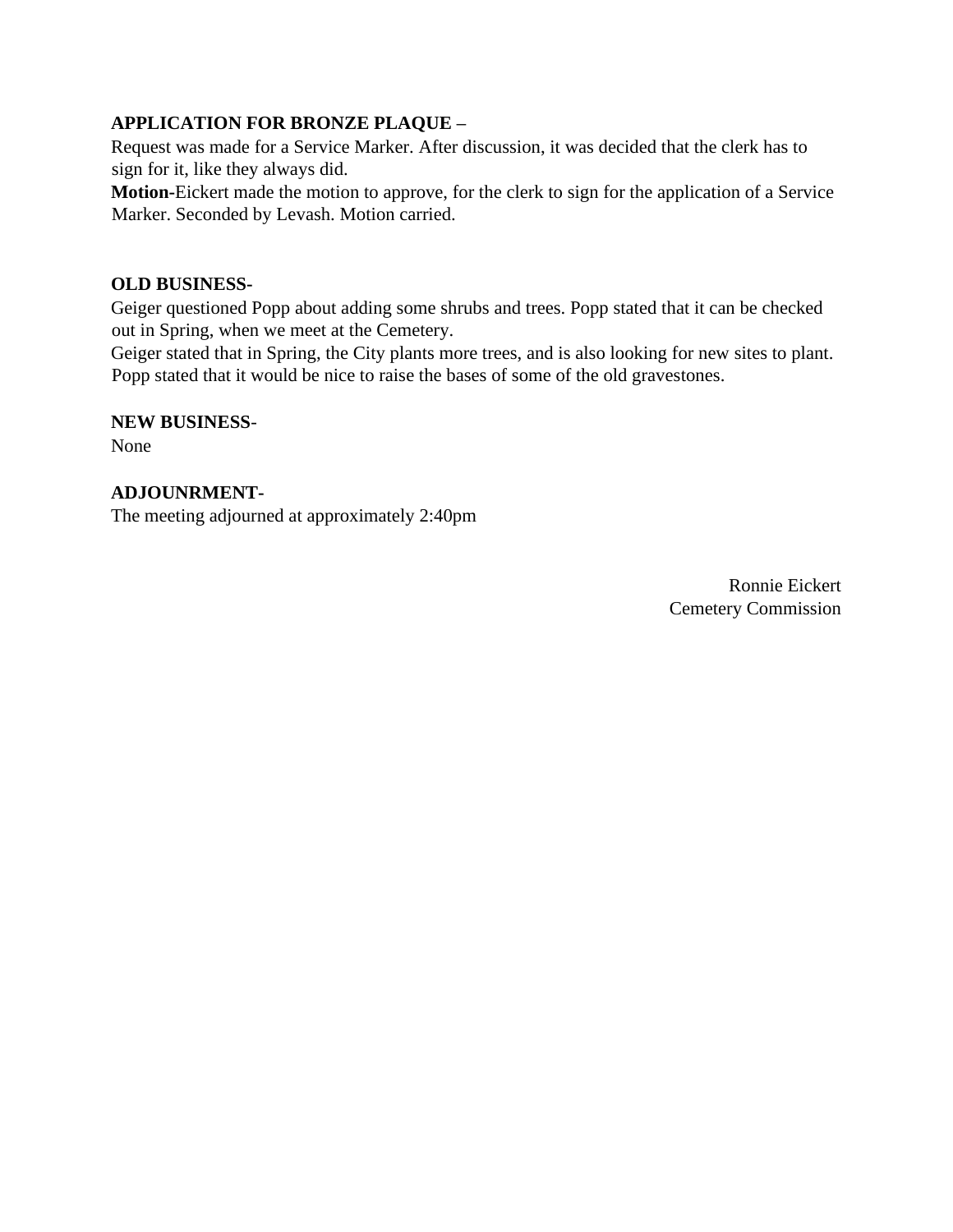**APPLICATION FOR BRONZE PLAQUE –**

Request was made for a Service Marker. After discussion, it was decided that the clerk has to sign for it, like they always did.

**Motion-**Eickert made the motion to approve, for the clerk to sign for the application of a Service Marker. Seconded by Levash. Motion carried.

**OLD BUSINESS-**

Geiger questioned Popp about adding some shrubs and trees. Popp stated that it can be checked out in Spring, when we meet at the Cemetery.

Geiger stated that in Spring, the City plants more trees, and is also looking for new sites to plant. Popp stated that it would be nice to raise the bases of some of the old gravestones.

**NEW BUSINESS-**

None

**ADJOUNRMENT-**

The meeting adjourned at approximately 2:40pm

Ronnie Eickert
Cemetery Commission